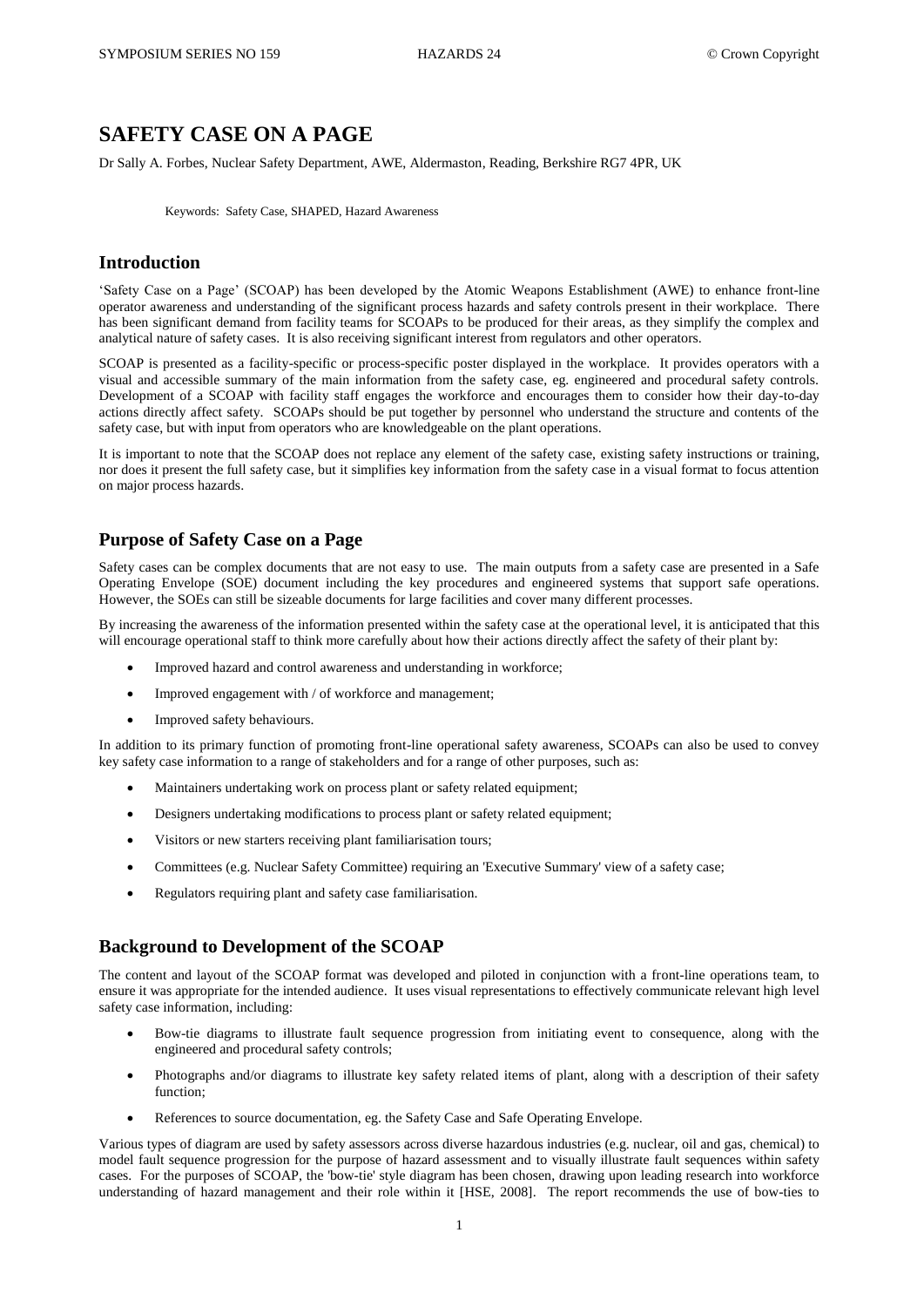# SAFETY CASE ON A PAGE

Dr Sally A. Forbes, Nuclear Safety Department, AWE, Aldermaston, Reading, Berkshire RG7 4PR, UK

Keywords: Safety Case, SHAPED, Hazard Awareness

## Introduction

'Safety Case on a Page' (SCOAP) has been developed by the Atomic Weapons Establishment (AWE) to enhance front-line operator awareness and understanding of the significant process hazards and safety controls present in their workplace. There has been significant demand from facility teams for SCOAPs to be produced for their areas, as they simplify the complex and analytical nature of safety cases. It is also receiving significant interest from regulators and other operators.

SCOAP is presented as a facility-specific or process-specific poster displayed in the workplace. It provides operators with a visual and accessible summary of the main information from the safety case, eg. engineered and procedural safety controls. Development of a SCOAP with facility staff engages the workforce and encourages them to consider how their day-to-day actions directly affect safety. SCOAPs should be put together by personnel who understand the structure and contents of the safety case, but with input from operators who are knowledgeable on the plant operations.

It is important to note that the SCOAP does not replace any element of the safety case, existing safety instructions or training, nor does it present the full safety case, but it simplifies key information from the safety case in a visual format to focus attention on major process hazards.

## Purpose of Safety Case on a Page

Safety cases can be complex documents that are not easy to use. The main outputs from a safety case are presented in a Safe Operating Envelope (SOE) document including the key procedures and engineered systems that support safe operations. However, the SOEs can still be sizeable documents for large facilities and cover many different processes.

By increasing the awareness of the information presented within the safety case at the operational level, it is anticipated that this will encourage operational staff to think more carefully about how their actions directly affect the safety of their plant by:

- Improved hazard and control awareness and understanding in workforce;
- Improved engagement with / of workforce and management;
- Improved safety behaviours.

In addition to its primary function of promoting front-line operational safety awareness, SCOAPs can also be used to convey key safety case information to a range of stakeholders and for a range of other purposes, such as:

- Maintainers undertaking work on process plant or safety related equipment;
- Designers undertaking modifications to process plant or safety related equipment;
- Visitors or new starters receiving plant familiarisation tours;
- Committees (e.g. Nuclear Safety Committee) requiring an 'Executive Summary' view of a safety case;
- Regulators requiring plant and safety case familiarisation.

## Background to Development of the SCOAP

The content and layout of the SCOAP format was developed and piloted in conjunction with a front-line operations team, to ensure it was appropriate for the intended audience. It uses visual representations to effectively communicate relevant high level safety case information, including:

- Bow-tie diagrams to illustrate fault sequence progression from initiating event to consequence, along with the engineered and procedural safety controls;
- Photographs and/or diagrams to illustrate key safety related items of plant, along with a description of their safety function;
- References to source documentation, eg. the Safety Case and Safe Operating Envelope.

Various types of diagram are used by safety assessors across diverse hazardous industries (e.g. nuclear, oil and gas, chemical) to model fault sequence progression for the purpose of hazard assessment and to visually illustrate fault sequences within safety cases. For the purposes of SCOAP, the 'bow-tie' style diagram has been chosen, drawing upon leading research into workforce understanding of hazard management and their role within it [HSE, 2008]. The report recommends the use of bow-ties to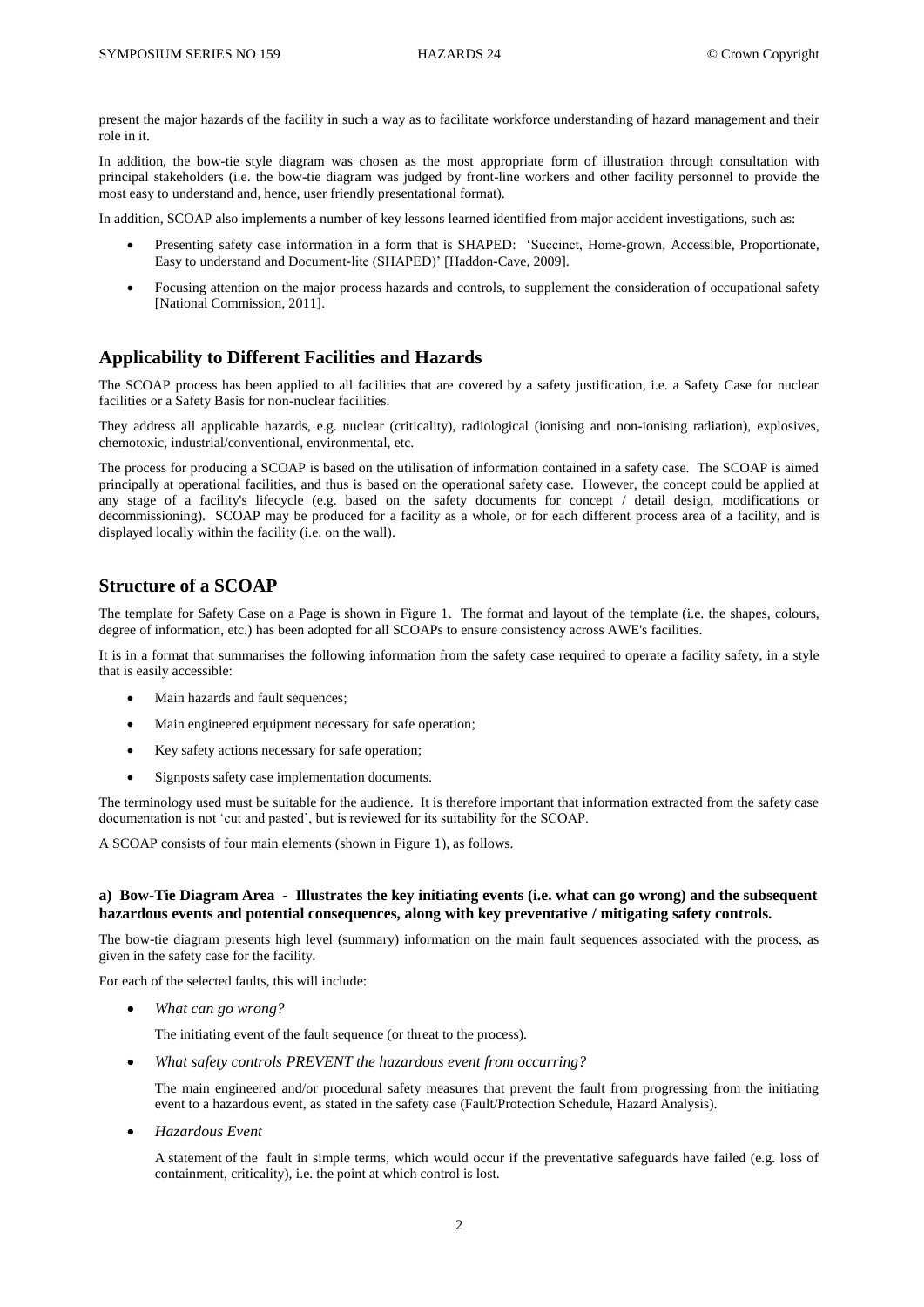present the major hazards of the facility in such a way as to facilitate workforce understanding of hazard management and their role in it.

In addition, the bow-tie style diagram was chosen as the most appropriate form of illustration through consultation with principal stakeholders (i.e. the bow-tie diagram was judged by front-line workers and other facility personnel to provide the most easy to understand and, hence, user friendly presentational format).

In addition, SCOAP also implements a number of key lessons learned identified from major accident investigations, such as:

- Presenting safety case information in a form that is SHAPED: 'Succinct, Home-grown, Accessible, Proportionate, Easy to understand and Document-lite (SHAPED)' [Haddon-Cave, 2009].
- Focusing attention on the major process hazards and controls, to supplement the consideration of occupational safety [National Commission, 2011].

## Applicability to Different Facilities and Hazards

The SCOAP process has been applied to all facilities that are covered by a safety justification, i.e. a Safety Case for nuclear facilities or a Safety Basis for non-nuclear facilities.

They address all applicable hazards, e.g. nuclear (criticality), radiological (ionising and non-ionising radiation), explosives, chemotoxic, industrial/conventional, environmental, etc.

The process for producing a SCOAP is based on the utilisation of information contained in a safety case. The SCOAP is aimed principally at operational facilities, and thus is based on the operational safety case. However, the concept could be applied at any stage of a facility's lifecycle (e.g. based on the safety documents for concept / detail design, modifications or decommissioning). SCOAP may be produced for a facility as a whole, or for each different process area of a facility, and is displayed locally within the facility (i.e. on the wall).

## Structure of a SCOAP

The template for Safety Case on a Page is shown in Figure 1. The format and layout of the template (i.e. the shapes, colours, degree of information, etc.) has been adopted for all SCOAPs to ensure consistency across AWE's facilities.

It is in a format that summarises the following information from the safety case required to operate a facility safety, in a style that is easily accessible:

- Main hazards and fault sequences;
- Main engineered equipment necessary for safe operation;
- Key safety actions necessary for safe operation;
- Signposts safety case implementation documents.

The terminology used must be suitable for the audience. It is therefore important that information extracted from the safety case documentation is not 'cut and pasted', but is reviewed for its suitability for the SCOAP.

A SCOAP consists of four main elements (shown in Figure 1), as follows.

#### a) Bow-Tie Diagram Area - Illustrates the key initiating events (i.e. what can go wrong) and the subsequent hazardous events and potential consequences, along with key preventative / mitigating safety controls.

The bow-tie diagram presents high level (summary) information on the main fault sequences associated with the process, as given in the safety case for the facility.

For each of the selected faults, this will include:

- *What can go wrong?*

  The initiating event of the fault sequence (or threat to the process).

- *What safety controls PREVENT the hazardous event from occurring?*

  The main engineered and/or procedural safety measures that prevent the fault from progressing from the initiating event to a hazardous event, as stated in the safety case (Fault/Protection Schedule, Hazard Analysis).

- *Hazardous Event*

  A statement of the fault in simple terms, which would occur if the preventative safeguards have failed (e.g. loss of containment, criticality), i.e. the point at which control is lost.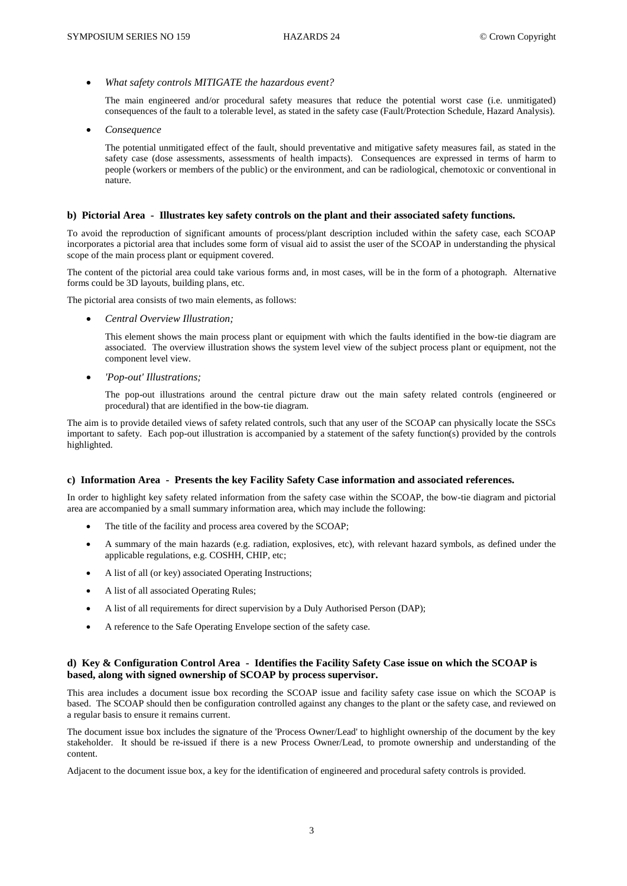- *What safety controls MITIGATE the hazardous event?*

  The main engineered and/or procedural safety measures that reduce the potential worst case (i.e. unmitigated) consequences of the fault to a tolerable level, as stated in the safety case (Fault/Protection Schedule, Hazard Analysis).

- *Consequence*

  The potential unmitigated effect of the fault, should preventative and mitigative safety measures fail, as stated in the safety case (dose assessments, assessments of health impacts). Consequences are expressed in terms of harm to people (workers or members of the public) or the environment, and can be radiological, chemotoxic or conventional in nature.

#### b) Pictorial Area - Illustrates key safety controls on the plant and their associated safety functions.

To avoid the reproduction of significant amounts of process/plant description included within the safety case, each SCOAP incorporates a pictorial area that includes some form of visual aid to assist the user of the SCOAP in understanding the physical scope of the main process plant or equipment covered.

The content of the pictorial area could take various forms and, in most cases, will be in the form of a photograph. Alternative forms could be 3D layouts, building plans, etc.

The pictorial area consists of two main elements, as follows:

- *Central Overview Illustration;*

  This element shows the main process plant or equipment with which the faults identified in the bow-tie diagram are associated. The overview illustration shows the system level view of the subject process plant or equipment, not the component level view.

- *'Pop-out' Illustrations;*

  The pop-out illustrations around the central picture draw out the main safety related controls (engineered or procedural) that are identified in the bow-tie diagram.

The aim is to provide detailed views of safety related controls, such that any user of the SCOAP can physically locate the SSCs important to safety. Each pop-out illustration is accompanied by a statement of the safety function(s) provided by the controls highlighted.

#### c) Information Area - Presents the key Facility Safety Case information and associated references.

In order to highlight key safety related information from the safety case within the SCOAP, the bow-tie diagram and pictorial area are accompanied by a small summary information area, which may include the following:

- The title of the facility and process area covered by the SCOAP;
- A summary of the main hazards (e.g. radiation, explosives, etc), with relevant hazard symbols, as defined under the applicable regulations, e.g. COSHH, CHIP, etc;
- A list of all (or key) associated Operating Instructions;
- A list of all associated Operating Rules;
- A list of all requirements for direct supervision by a Duly Authorised Person (DAP);
- A reference to the Safe Operating Envelope section of the safety case.

#### d) Key & Configuration Control Area - Identifies the Facility Safety Case issue on which the SCOAP is based, along with signed ownership of SCOAP by process supervisor.

This area includes a document issue box recording the SCOAP issue and facility safety case issue on which the SCOAP is based. The SCOAP should then be configuration controlled against any changes to the plant or the safety case, and reviewed on a regular basis to ensure it remains current.

The document issue box includes the signature of the 'Process Owner/Lead' to highlight ownership of the document by the key stakeholder. It should be re-issued if there is a new Process Owner/Lead, to promote ownership and understanding of the content.

Adjacent to the document issue box, a key for the identification of engineered and procedural safety controls is provided.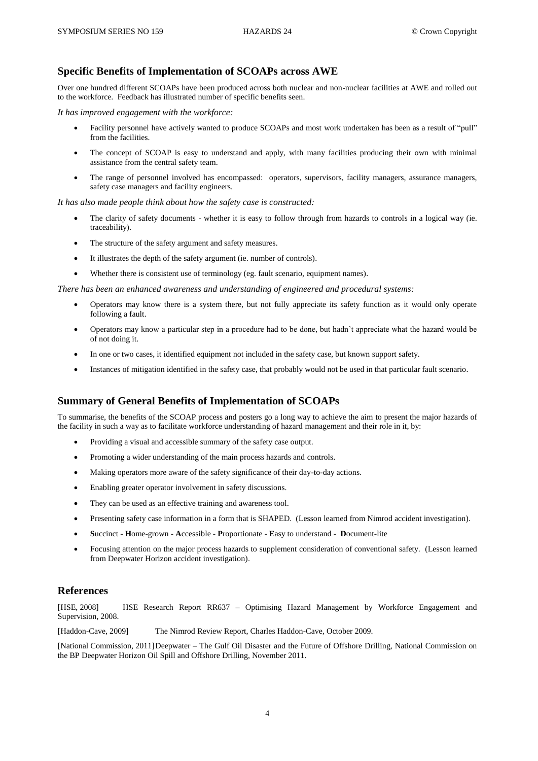## Specific Benefits of Implementation of SCOAPs across AWE

Over one hundred different SCOAPs have been produced across both nuclear and non-nuclear facilities at AWE and rolled out to the workforce. Feedback has illustrated number of specific benefits seen.

*It has improved engagement with the workforce:*

- Facility personnel have actively wanted to produce SCOAPs and most work undertaken has been as a result of "pull" from the facilities.
- The concept of SCOAP is easy to understand and apply, with many facilities producing their own with minimal assistance from the central safety team.
- The range of personnel involved has encompassed: operators, supervisors, facility managers, assurance managers, safety case managers and facility engineers.

*It has also made people think about how the safety case is constructed:*

- The clarity of safety documents - whether it is easy to follow through from hazards to controls in a logical way (ie. traceability).
- The structure of the safety argument and safety measures.
- It illustrates the depth of the safety argument (ie. number of controls).
- Whether there is consistent use of terminology (eg. fault scenario, equipment names).

*There has been an enhanced awareness and understanding of engineered and procedural systems:*

- Operators may know there is a system there, but not fully appreciate its safety function as it would only operate following a fault.
- Operators may know a particular step in a procedure had to be done, but hadn't appreciate what the hazard would be of not doing it.
- In one or two cases, it identified equipment not included in the safety case, but known support safety.
- Instances of mitigation identified in the safety case, that probably would not be used in that particular fault scenario.

## Summary of General Benefits of Implementation of SCOAPs

To summarise, the benefits of the SCOAP process and posters go a long way to achieve the aim to present the major hazards of the facility in such a way as to facilitate workforce understanding of hazard management and their role in it, by:

- Providing a visual and accessible summary of the safety case output.
- Promoting a wider understanding of the main process hazards and controls.
- Making operators more aware of the safety significance of their day-to-day actions.
- Enabling greater operator involvement in safety discussions.
- They can be used as an effective training and awareness tool.
- Presenting safety case information in a form that is SHAPED. (Lesson learned from Nimrod accident investigation).
- **S**uccinct - **H**ome-grown - **A**ccessible - **P**roportionate - **E**asy to understand - **D**ocument-lite
- Focusing attention on the major process hazards to supplement consideration of conventional safety. (Lesson learned from Deepwater Horizon accident investigation).

## References

[HSE, 2008] HSE Research Report RR637 – Optimising Hazard Management by Workforce Engagement and Supervision, 2008.

[Haddon-Cave, 2009] The Nimrod Review Report, Charles Haddon-Cave, October 2009.

[National Commission, 2011] Deepwater – The Gulf Oil Disaster and the Future of Offshore Drilling, National Commission on the BP Deepwater Horizon Oil Spill and Offshore Drilling, November 2011.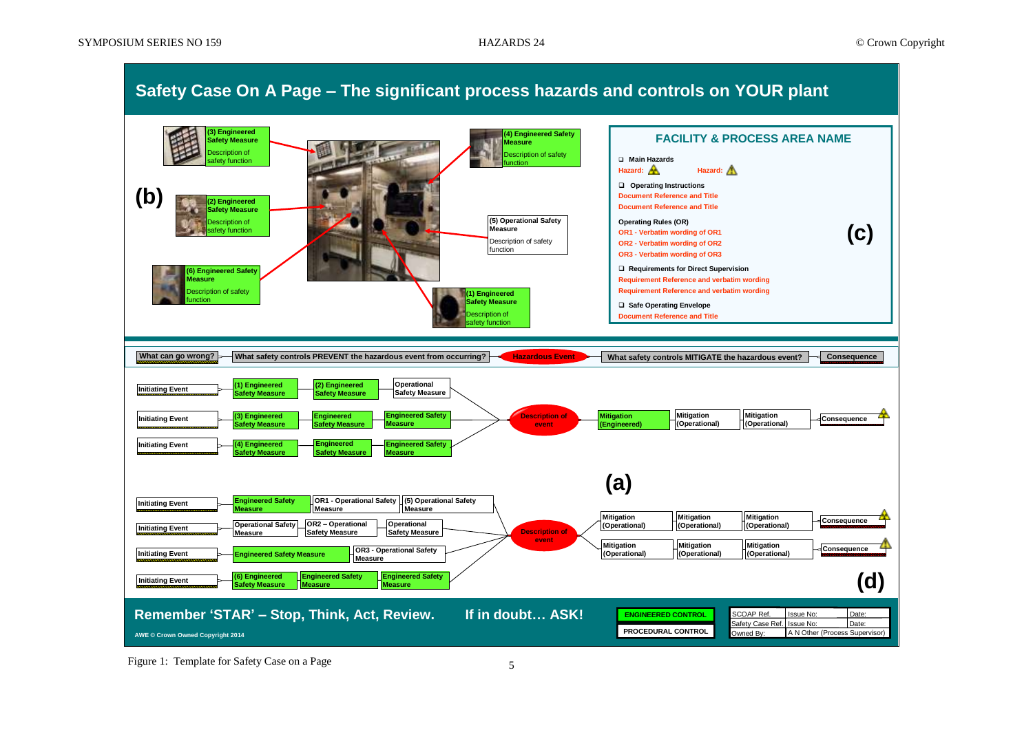# Safety Case On A Page – The significant process hazards and controls on YOUR plant

**(b)**

**(3) Engineered Safety Measure**
Description of safety function

**(2) Engineered Safety Measure**
Description of safety function

**(6) Engineered Safety Measure**
Description of safety function

**(4) Engineered Safety Measure**
Description of safety function

**(5) Operational Safety Measure**
Description of safety function

**(1) Engineered Safety Measure**
Description of safety function

**(c)**

## FACILITY & PROCESS AREA NAME

- **Main Hazards**
  Hazard: Hazard:
- **Operating Instructions**
  Document Reference and Title
  Document Reference and Title

**Operating Rules (OR)**
OR1 - Verbatim wording of OR1
OR2 - Verbatim wording of OR2
OR3 - Verbatim wording of OR3

- **Requirements for Direct Supervision**
  Requirement Reference and verbatim wording
  Requirement Reference and verbatim wording
- **Safe Operating Envelope**
  Document Reference and Title

**(a)**

What can go wrong? | What safety controls PREVENT the hazardous event from occurring? | Hazardous Event | What safety controls MITIGATE the hazardous event? | Consequence

Initiating Event | (1) Engineered Safety Measure | (2) Engineered Safety Measure | Operational Safety Measure
Initiating Event | (3) Engineered Safety Measure | Engineered Safety Measure | Engineered Safety Measure
Initiating Event | (4) Engineered Safety Measure | Engineered Safety Measure | Engineered Safety Measure
→ Description of event → Mitigation (Engineered) | Mitigation (Operational) | Mitigation (Operational) → Consequence

Initiating Event | Engineered Safety Measure | OR1 – Operational Safety Measure | (5) Operational Safety Measure
Initiating Event | Operational Safety Measure | OR2 – Operational Safety Measure | Operational Safety Measure
Initiating Event | Engineered Safety Measure | OR3 - Operational Safety Measure
Initiating Event | (6) Engineered Safety Measure | Engineered Safety Measure | Engineered Safety Measure
→ Description of event → Mitigation (Operational) | Mitigation (Operational) | Mitigation (Operational) → Consequence
→ Mitigation (Operational) | Mitigation (Operational) | Mitigation (Operational) → Consequence

**(d)**

**Remember 'STAR' – Stop, Think, Act, Review.** **If in doubt… ASK!**

AWE © Crown Owned Copyright 2014

ENGINEERED CONTROL
PROCEDURAL CONTROL

| | | |
|---|---|---|
| SCOAP Ref. | Issue No: | Date: |
| Safety Case Ref. | Issue No: | Date: |
| Owned By: | A N Other (Process Supervisor) | |

Figure 1: Template for Safety Case on a Page